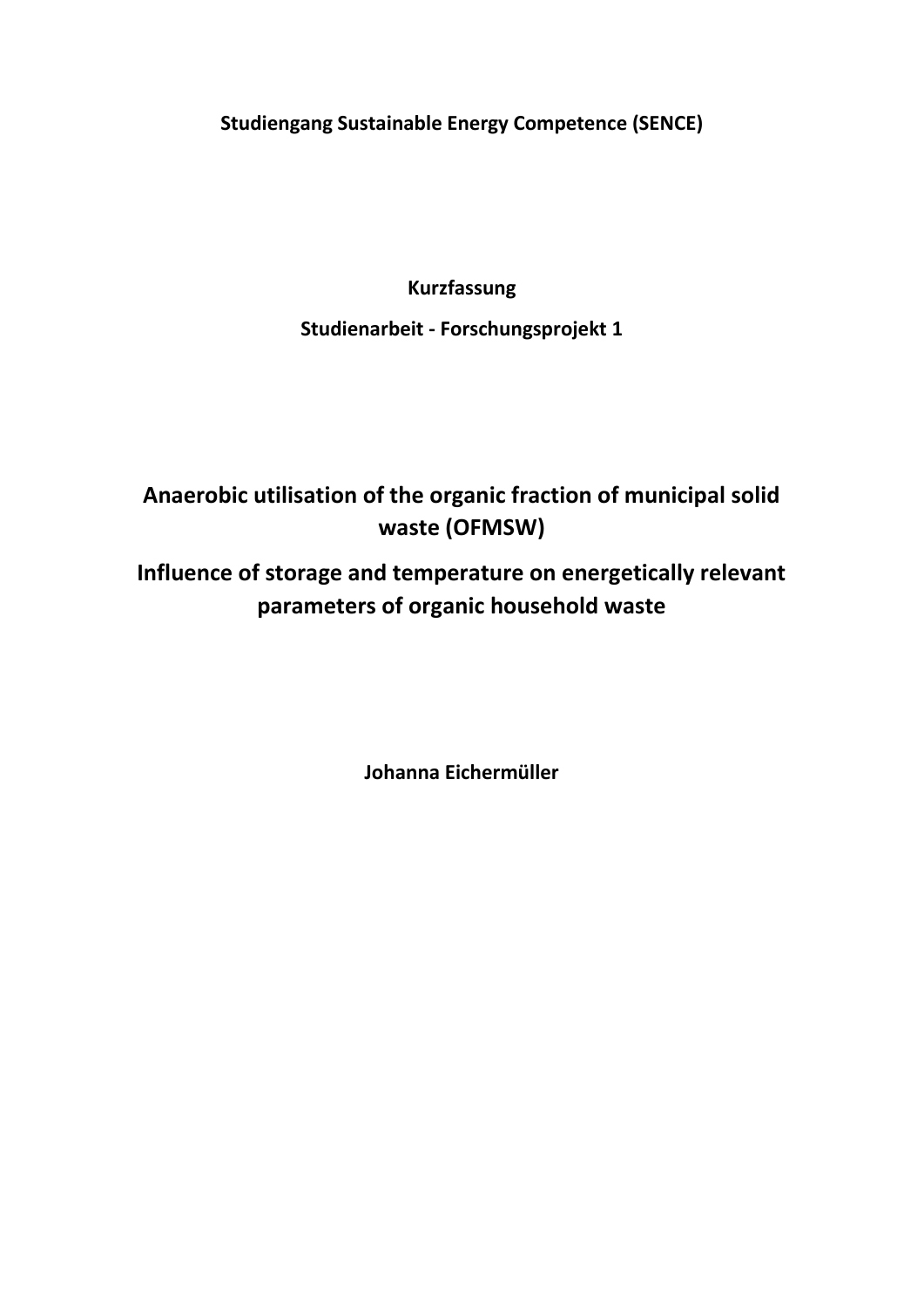**Studiengang Sustainable Energy Competence (SENCE)**

**Kurzfassung**

**Studienarbeit - Forschungsprojekt 1**

# Anaerobic utilisation of the organic fraction of municipal solid waste (OFMSW)

## Influence of storage and temperature on energetically relevant parameters of organic household waste

**Johanna Eichermüller**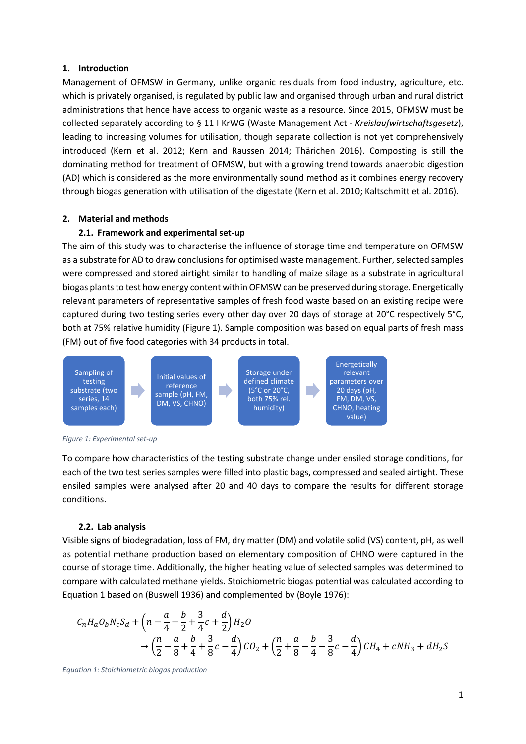## 1. Introduction

Management of OFMSW in Germany, unlike organic residuals from food industry, agriculture, etc. which is privately organised, is regulated by public law and organised through urban and rural district administrations that hence have access to organic waste as a resource. Since 2015, OFMSW must be collected separately according to § 11 I KrWG (Waste Management Act - *Kreislaufwirtschaftsgesetz*), leading to increasing volumes for utilisation, though separate collection is not yet comprehensively introduced (Kern et al. 2012; Kern and Raussen 2014; Thärichen 2016). Composting is still the dominating method for treatment of OFMSW, but with a growing trend towards anaerobic digestion (AD) which is considered as the more environmentally sound method as it combines energy recovery through biogas generation with utilisation of the digestate (Kern et al. 2010; Kaltschmitt et al. 2016).

## 2. Material and methods

### 2.1. Framework and experimental set-up

The aim of this study was to characterise the influence of storage time and temperature on OFMSW as a substrate for AD to draw conclusions for optimised waste management. Further, selected samples were compressed and stored airtight similar to handling of maize silage as a substrate in agricultural biogas plants to test how energy content within OFMSW can be preserved during storage. Energetically relevant parameters of representative samples of fresh food waste based on an existing recipe were captured during two testing series every other day over 20 days of storage at 20°C respectively 5°C, both at 75% relative humidity (Figure 1). Sample composition was based on equal parts of fresh mass (FM) out of five food categories with 34 products in total.

Sampling of testing substrate (two series, 14 samples each) → Initial values of reference sample (pH, FM, DM, VS, CHNO) → Storage under defined climate (5°C or 20°C, both 75% rel. humidity) → Energetically relevant parameters over 20 days (pH, FM, DM, VS, CHNO, heating value)

*Figure 1: Experimental set-up*

To compare how characteristics of the testing substrate change under ensiled storage conditions, for each of the two test series samples were filled into plastic bags, compressed and sealed airtight. These ensiled samples were analysed after 20 and 40 days to compare the results for different storage conditions.

### 2.2. Lab analysis

Visible signs of biodegradation, loss of FM, dry matter (DM) and volatile solid (VS) content, pH, as well as potential methane production based on elementary composition of CHNO were captured in the course of storage time. Additionally, the higher heating value of selected samples was determined to compare with calculated methane yields. Stoichiometric biogas potential was calculated according to Equation 1 based on (Buswell 1936) and complemented by (Boyle 1976):

$$C_nH_aO_bN_cS_d + \left(n - \frac{a}{4} - \frac{b}{2} + \frac{3}{4}c + \frac{d}{2}\right) H_2O \rightarrow \left(\frac{n}{2} - \frac{a}{8} + \frac{b}{4} + \frac{3}{8}c - \frac{d}{4}\right) CO_2 + \left(\frac{n}{2} + \frac{a}{8} - \frac{b}{4} - \frac{3}{8}c - \frac{d}{4}\right) CH_4 + cNH_3 + dH_2S$$

*Equation 1: Stoichiometric biogas production*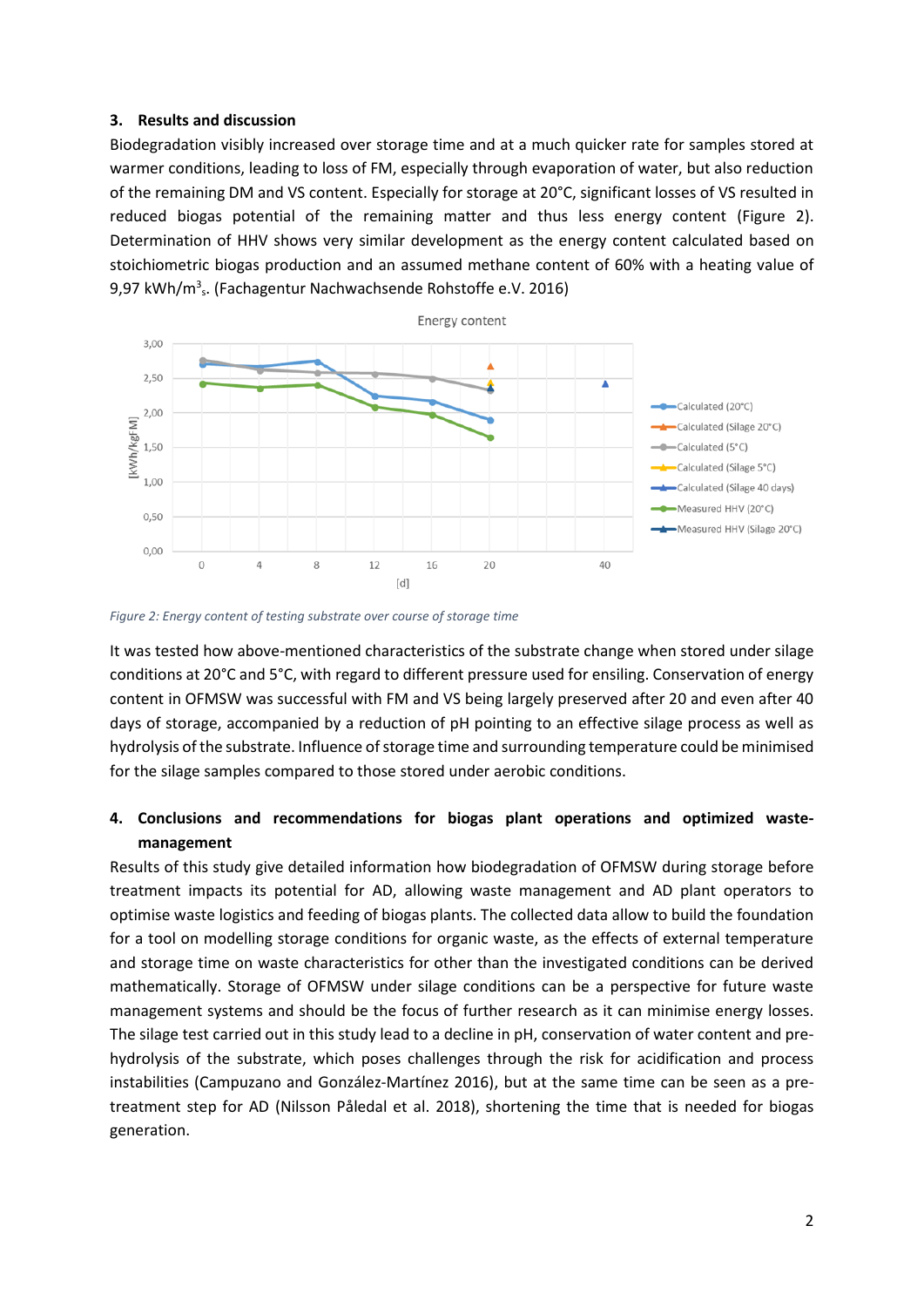## 3. Results and discussion

Biodegradation visibly increased over storage time and at a much quicker rate for samples stored at warmer conditions, leading to loss of FM, especially through evaporation of water, but also reduction of the remaining DM and VS content. Especially for storage at 20°C, significant losses of VS resulted in reduced biogas potential of the remaining matter and thus less energy content (Figure 2). Determination of HHV shows very similar development as the energy content calculated based on stoichiometric biogas production and an assumed methane content of 60% with a heating value of 9,97 kWh/$m^3_s$. (Fachagentur Nachwachsende Rohstoffe e.V. 2016)

*Figure 2: Energy content of testing substrate over course of storage time*

It was tested how above-mentioned characteristics of the substrate change when stored under silage conditions at 20°C and 5°C, with regard to different pressure used for ensiling. Conservation of energy content in OFMSW was successful with FM and VS being largely preserved after 20 and even after 40 days of storage, accompanied by a reduction of pH pointing to an effective silage process as well as hydrolysis of the substrate. Influence of storage time and surrounding temperature could be minimised for the silage samples compared to those stored under aerobic conditions.

## 4. Conclusions and recommendations for biogas plant operations and optimized waste-management

Results of this study give detailed information how biodegradation of OFMSW during storage before treatment impacts its potential for AD, allowing waste management and AD plant operators to optimise waste logistics and feeding of biogas plants. The collected data allow to build the foundation for a tool on modelling storage conditions for organic waste, as the effects of external temperature and storage time on waste characteristics for other than the investigated conditions can be derived mathematically. Storage of OFMSW under silage conditions can be a perspective for future waste management systems and should be the focus of further research as it can minimise energy losses. The silage test carried out in this study lead to a decline in pH, conservation of water content and pre-hydrolysis of the substrate, which poses challenges through the risk for acidification and process instabilities (Campuzano and González-Martínez 2016), but at the same time can be seen as a pre-treatment step for AD (Nilsson Påledal et al. 2018), shortening the time that is needed for biogas generation.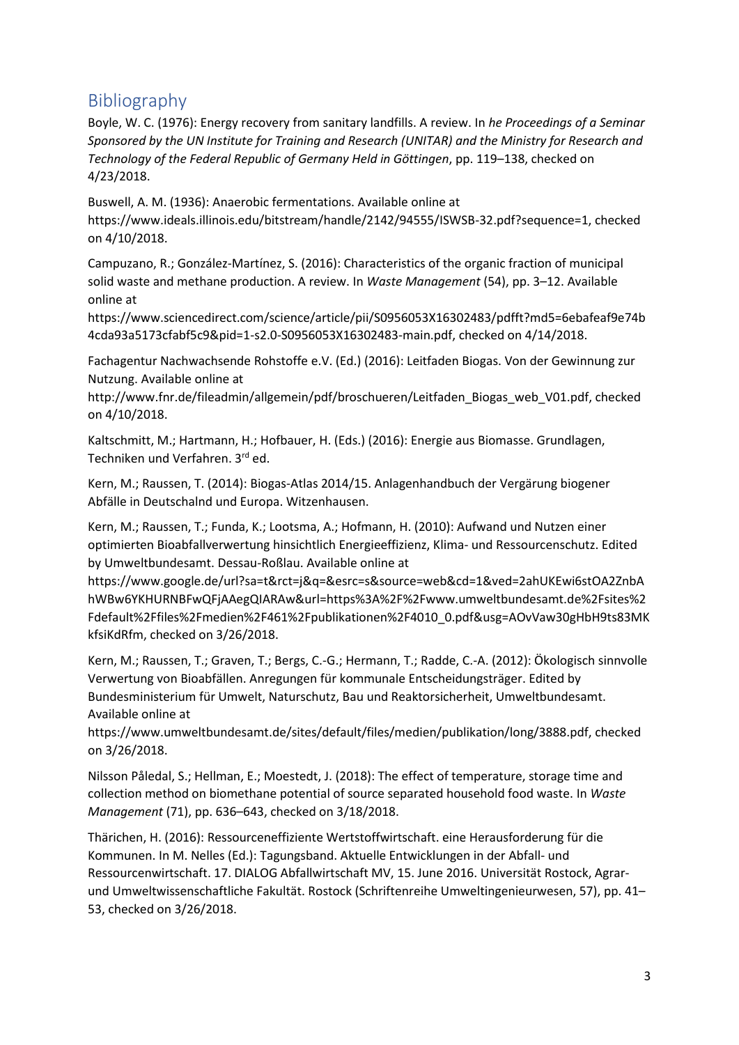## Bibliography

Boyle, W. C. (1976): Energy recovery from sanitary landfills. A review. In *he Proceedings of a Seminar Sponsored by the UN Institute for Training and Research (UNITAR) and the Ministry for Research and Technology of the Federal Republic of Germany Held in Göttingen*, pp. 119–138, checked on 4/23/2018.

Buswell, A. M. (1936): Anaerobic fermentations. Available online at https://www.ideals.illinois.edu/bitstream/handle/2142/94555/ISWSB-32.pdf?sequence=1, checked on 4/10/2018.

Campuzano, R.; González-Martínez, S. (2016): Characteristics of the organic fraction of municipal solid waste and methane production. A review. In *Waste Management* (54), pp. 3–12. Available online at https://www.sciencedirect.com/science/article/pii/S0956053X16302483/pdfft?md5=6ebafeaf9e74b4cda93a5173cfabf5c9&pid=1-s2.0-S0956053X16302483-main.pdf, checked on 4/14/2018.

Fachagentur Nachwachsende Rohstoffe e.V. (Ed.) (2016): Leitfaden Biogas. Von der Gewinnung zur Nutzung. Available online at http://www.fnr.de/fileadmin/allgemein/pdf/broschueren/Leitfaden_Biogas_web_V01.pdf, checked on 4/10/2018.

Kaltschmitt, M.; Hartmann, H.; Hofbauer, H. (Eds.) (2016): Energie aus Biomasse. Grundlagen, Techniken und Verfahren. 3rd ed.

Kern, M.; Raussen, T. (2014): Biogas-Atlas 2014/15. Anlagenhandbuch der Vergärung biogener Abfälle in Deutschalnd und Europa. Witzenhausen.

Kern, M.; Raussen, T.; Funda, K.; Lootsma, A.; Hofmann, H. (2010): Aufwand und Nutzen einer optimierten Bioabfallverwertung hinsichtlich Energieeffizienz, Klima- und Ressourcenschutz. Edited by Umweltbundesamt. Dessau-Roßlau. Available online at https://www.google.de/url?sa=t&rct=j&q=&esrc=s&source=web&cd=1&ved=2ahUKEwi6stOA2ZnbAhWBw6YKHURNBFwQFjAAegQIARAw&url=https%3A%2F%2Fwww.umweltbundesamt.de%2Fsites%2Fdefault%2Ffiles%2Fmedien%2F461%2Fpublikationen%2F4010_0.pdf&usg=AOvVaw30gHbH9ts83MKkfsiKdRfm, checked on 3/26/2018.

Kern, M.; Raussen, T.; Graven, T.; Bergs, C.-G.; Hermann, T.; Radde, C.-A. (2012): Ökologisch sinnvolle Verwertung von Bioabfällen. Anregungen für kommunale Entscheidungsträger. Edited by Bundesministerium für Umwelt, Naturschutz, Bau und Reaktorsicherheit, Umweltbundesamt. Available online at https://www.umweltbundesamt.de/sites/default/files/medien/publikation/long/3888.pdf, checked on 3/26/2018.

Nilsson Påledal, S.; Hellman, E.; Moestedt, J. (2018): The effect of temperature, storage time and collection method on biomethane potential of source separated household food waste. In *Waste Management* (71), pp. 636–643, checked on 3/18/2018.

Thärichen, H. (2016): Ressourceneffiziente Wertstoffwirtschaft. eine Herausforderung für die Kommunen. In M. Nelles (Ed.): Tagungsband. Aktuelle Entwicklungen in der Abfall- und Ressourcenwirtschaft. 17. DIALOG Abfallwirtschaft MV, 15. June 2016. Universität Rostock, Agrar- und Umweltwissenschaftliche Fakultät. Rostock (Schriftenreihe Umweltingenieurwesen, 57), pp. 41–53, checked on 3/26/2018.